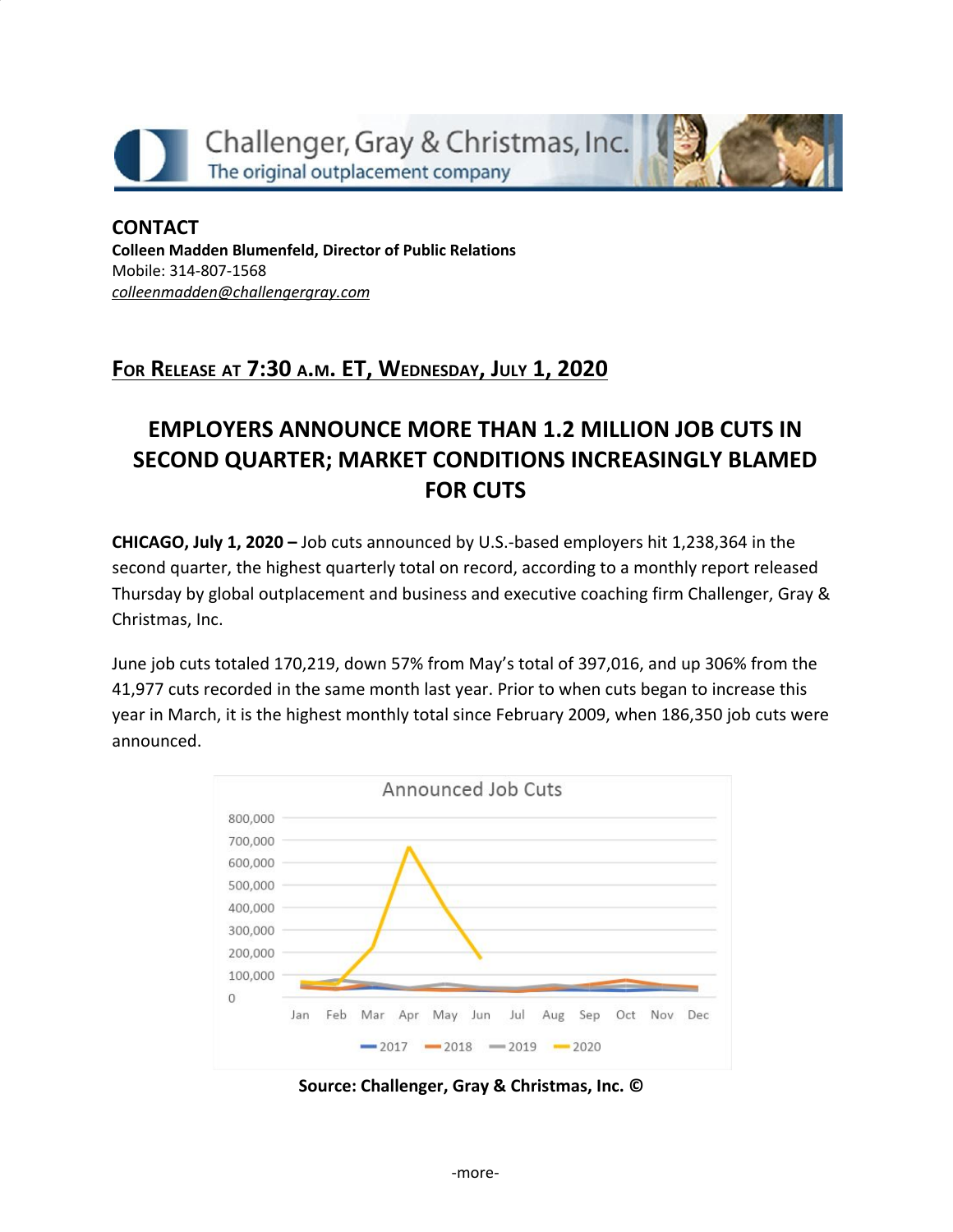Challenger, Gray & Christmas, Inc.
The original outplacement company

**CONTACT**
**Colleen Madden Blumenfeld, Director of Public Relations**
Mobile: 314-807-1568
*colleenmadden@challengergray.com*

## FOR RELEASE AT 7:30 A.M. ET, WEDNESDAY, JULY 1, 2020

# EMPLOYERS ANNOUNCE MORE THAN 1.2 MILLION JOB CUTS IN SECOND QUARTER; MARKET CONDITIONS INCREASINGLY BLAMED FOR CUTS

**CHICAGO, July 1, 2020 –** Job cuts announced by U.S.-based employers hit 1,238,364 in the second quarter, the highest quarterly total on record, according to a monthly report released Thursday by global outplacement and business and executive coaching firm Challenger, Gray & Christmas, Inc.

June job cuts totaled 170,219, down 57% from May's total of 397,016, and up 306% from the 41,977 cuts recorded in the same month last year. Prior to when cuts began to increase this year in March, it is the highest monthly total since February 2009, when 186,350 job cuts were announced.

**Source: Challenger, Gray & Christmas, Inc. ©**

-more-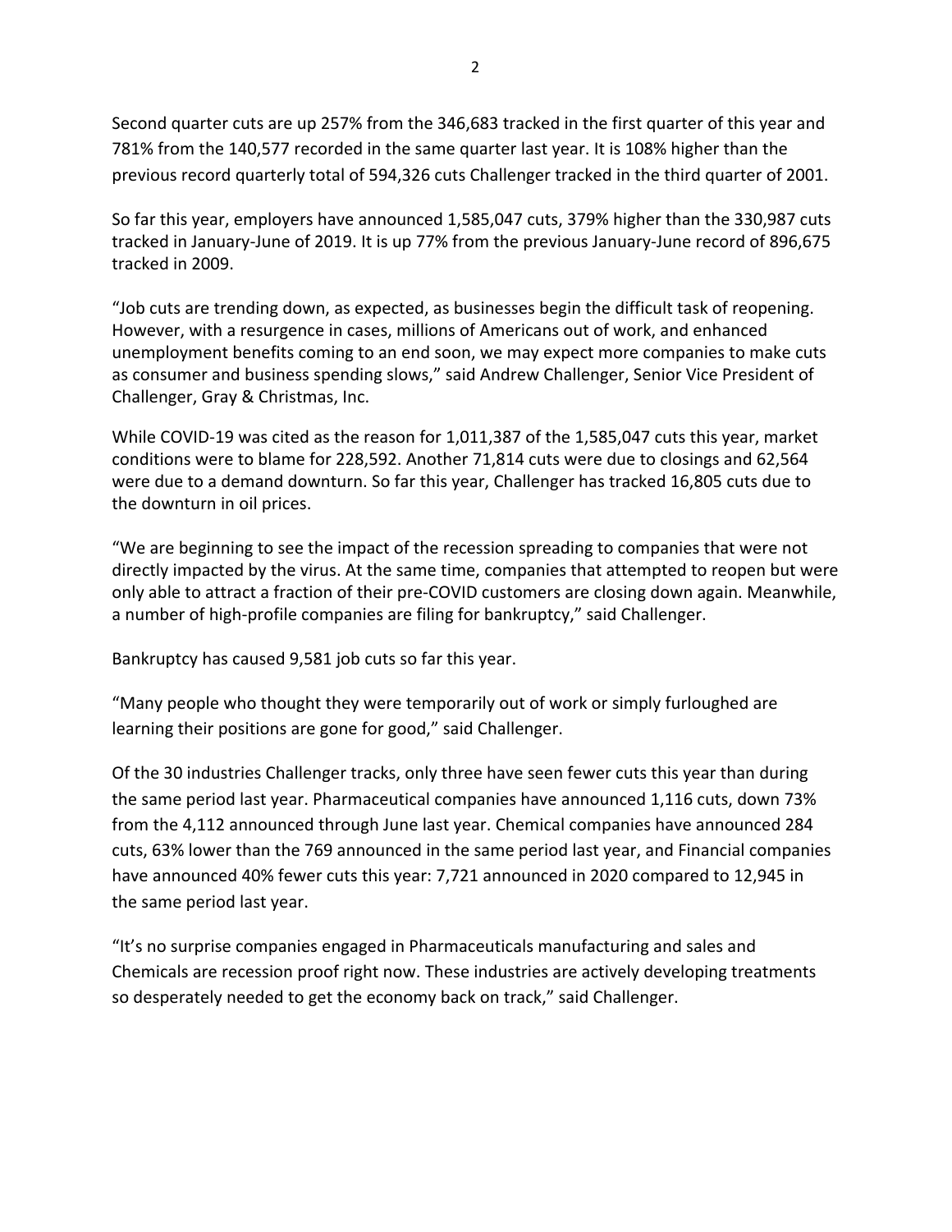Second quarter cuts are up 257% from the 346,683 tracked in the first quarter of this year and 781% from the 140,577 recorded in the same quarter last year. It is 108% higher than the previous record quarterly total of 594,326 cuts Challenger tracked in the third quarter of 2001.

So far this year, employers have announced 1,585,047 cuts, 379% higher than the 330,987 cuts tracked in January-June of 2019. It is up 77% from the previous January-June record of 896,675 tracked in 2009.

"Job cuts are trending down, as expected, as businesses begin the difficult task of reopening. However, with a resurgence in cases, millions of Americans out of work, and enhanced unemployment benefits coming to an end soon, we may expect more companies to make cuts as consumer and business spending slows," said Andrew Challenger, Senior Vice President of Challenger, Gray & Christmas, Inc.

While COVID-19 was cited as the reason for 1,011,387 of the 1,585,047 cuts this year, market conditions were to blame for 228,592. Another 71,814 cuts were due to closings and 62,564 were due to a demand downturn. So far this year, Challenger has tracked 16,805 cuts due to the downturn in oil prices.

"We are beginning to see the impact of the recession spreading to companies that were not directly impacted by the virus. At the same time, companies that attempted to reopen but were only able to attract a fraction of their pre-COVID customers are closing down again. Meanwhile, a number of high-profile companies are filing for bankruptcy," said Challenger.

Bankruptcy has caused 9,581 job cuts so far this year.

"Many people who thought they were temporarily out of work or simply furloughed are learning their positions are gone for good," said Challenger.

Of the 30 industries Challenger tracks, only three have seen fewer cuts this year than during the same period last year. Pharmaceutical companies have announced 1,116 cuts, down 73% from the 4,112 announced through June last year. Chemical companies have announced 284 cuts, 63% lower than the 769 announced in the same period last year, and Financial companies have announced 40% fewer cuts this year: 7,721 announced in 2020 compared to 12,945 in the same period last year.

"It's no surprise companies engaged in Pharmaceuticals manufacturing and sales and Chemicals are recession proof right now. These industries are actively developing treatments so desperately needed to get the economy back on track," said Challenger.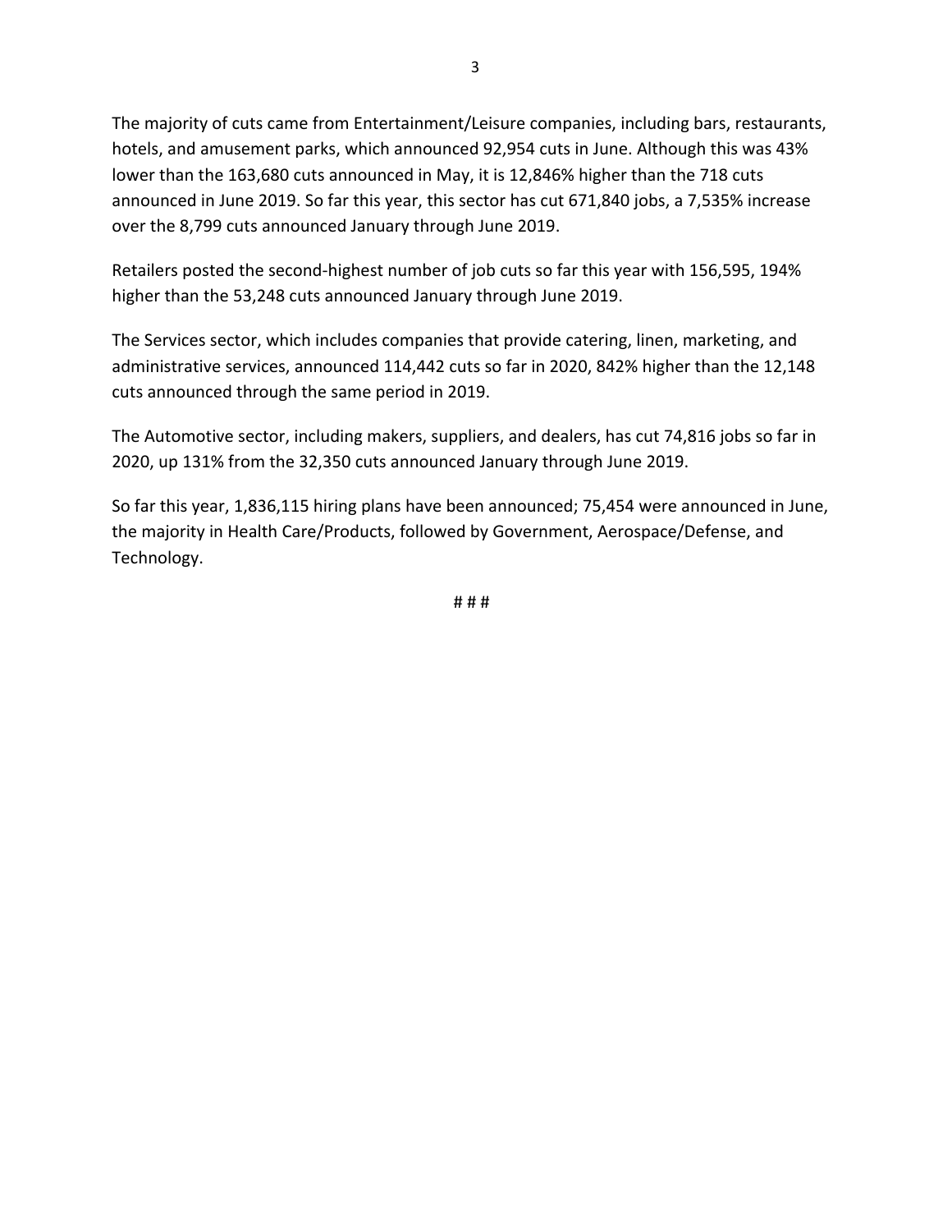The majority of cuts came from Entertainment/Leisure companies, including bars, restaurants, hotels, and amusement parks, which announced 92,954 cuts in June. Although this was 43% lower than the 163,680 cuts announced in May, it is 12,846% higher than the 718 cuts announced in June 2019. So far this year, this sector has cut 671,840 jobs, a 7,535% increase over the 8,799 cuts announced January through June 2019.

Retailers posted the second-highest number of job cuts so far this year with 156,595, 194% higher than the 53,248 cuts announced January through June 2019.

The Services sector, which includes companies that provide catering, linen, marketing, and administrative services, announced 114,442 cuts so far in 2020, 842% higher than the 12,148 cuts announced through the same period in 2019.

The Automotive sector, including makers, suppliers, and dealers, has cut 74,816 jobs so far in 2020, up 131% from the 32,350 cuts announced January through June 2019.

So far this year, 1,836,115 hiring plans have been announced; 75,454 were announced in June, the majority in Health Care/Products, followed by Government, Aerospace/Defense, and Technology.

# # #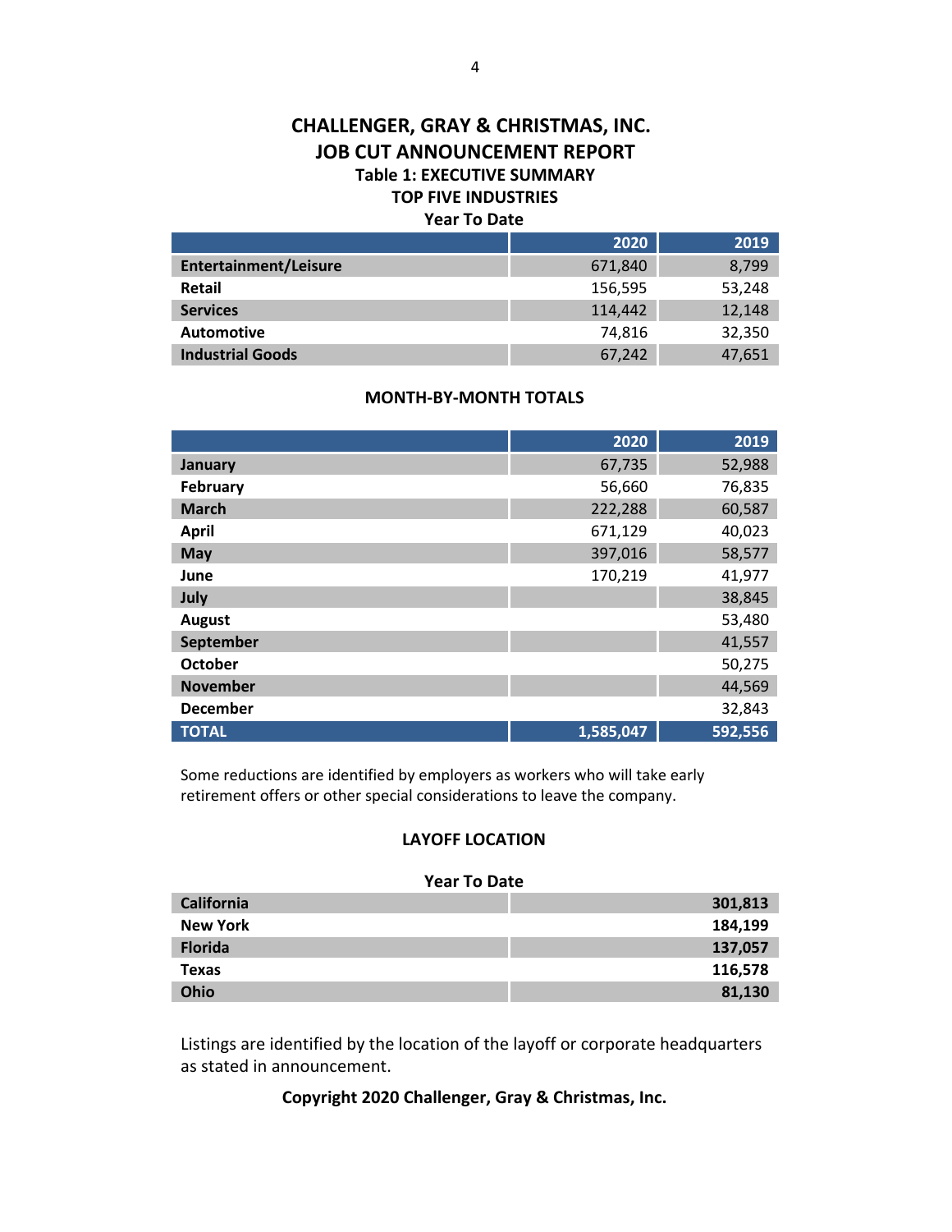# CHALLENGER, GRAY & CHRISTMAS, INC.

## JOB CUT ANNOUNCEMENT REPORT

### Table 1: EXECUTIVE SUMMARY

### TOP FIVE INDUSTRIES

**Year To Date**

| | 2020 | 2019 |
|---|---|---|
| **Entertainment/Leisure** | 671,840 | 8,799 |
| **Retail** | 156,595 | 53,248 |
| **Services** | 114,442 | 12,148 |
| **Automotive** | 74,816 | 32,350 |
| **Industrial Goods** | 67,242 | 47,651 |

### MONTH-BY-MONTH TOTALS

| | 2020 | 2019 |
|---|---|---|
| **January** | 67,735 | 52,988 |
| **February** | 56,660 | 76,835 |
| **March** | 222,288 | 60,587 |
| **April** | 671,129 | 40,023 |
| **May** | 397,016 | 58,577 |
| **June** | 170,219 | 41,977 |
| **July** | | 38,845 |
| **August** | | 53,480 |
| **September** | | 41,557 |
| **October** | | 50,275 |
| **November** | | 44,569 |
| **December** | | 32,843 |
| **TOTAL** | **1,585,047** | **592,556** |

Some reductions are identified by employers as workers who will take early retirement offers or other special considerations to leave the company.

### LAYOFF LOCATION

**Year To Date**

| | |
|---|---|
| **California** | **301,813** |
| **New York** | **184,199** |
| **Florida** | **137,057** |
| **Texas** | **116,578** |
| **Ohio** | **81,130** |

Listings are identified by the location of the layoff or corporate headquarters as stated in announcement.

**Copyright 2020 Challenger, Gray & Christmas, Inc.**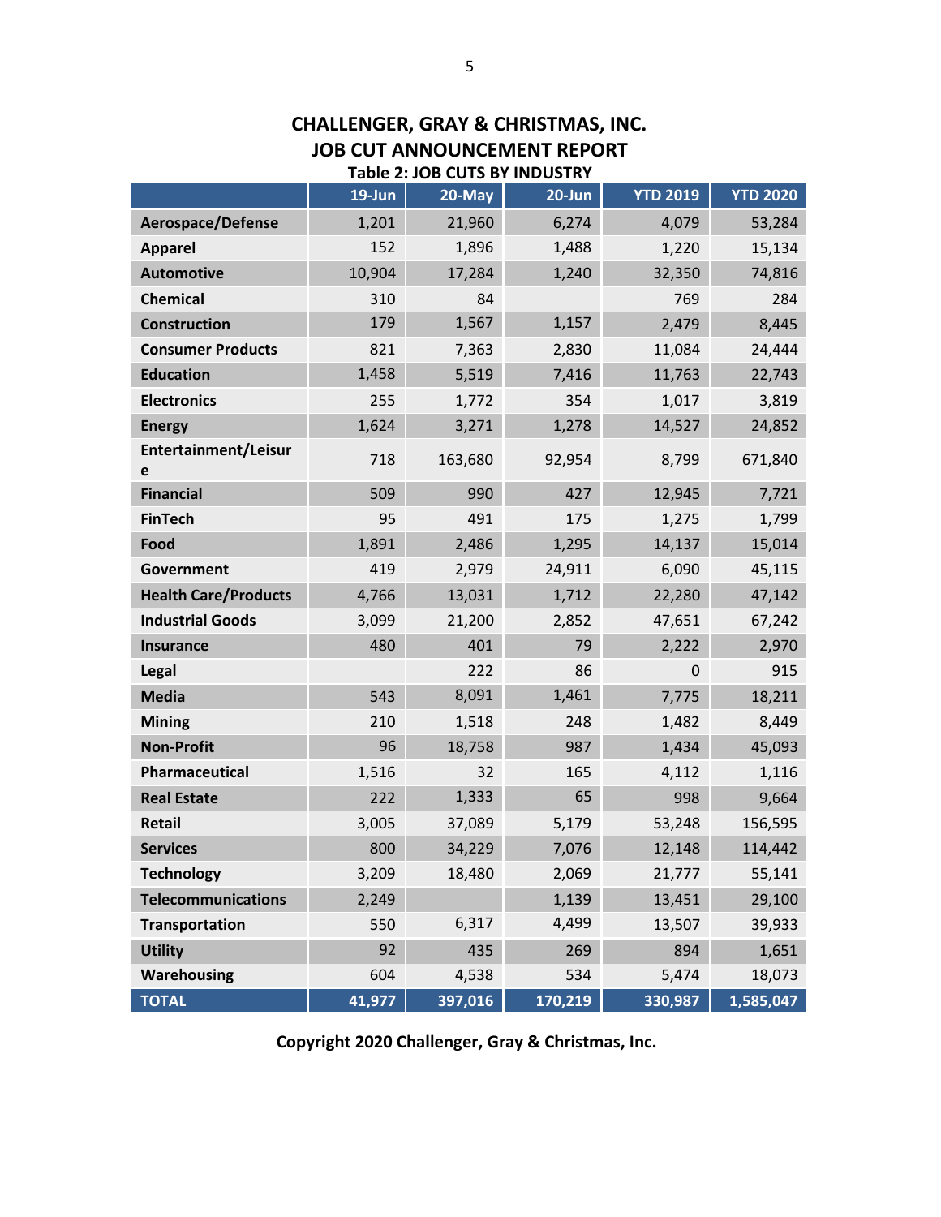## CHALLENGER, GRAY & CHRISTMAS, INC.
## JOB CUT ANNOUNCEMENT REPORT

**Table 2: JOB CUTS BY INDUSTRY**

| | 19-Jun | 20-May | 20-Jun | YTD 2019 | YTD 2020 |
|---|---|---|---|---|---|
| **Aerospace/Defense** | 1,201 | 21,960 | 6,274 | 4,079 | 53,284 |
| **Apparel** | 152 | 1,896 | 1,488 | 1,220 | 15,134 |
| **Automotive** | 10,904 | 17,284 | 1,240 | 32,350 | 74,816 |
| **Chemical** | 310 | 84 | | 769 | 284 |
| **Construction** | 179 | 1,567 | 1,157 | 2,479 | 8,445 |
| **Consumer Products** | 821 | 7,363 | 2,830 | 11,084 | 24,444 |
| **Education** | 1,458 | 5,519 | 7,416 | 11,763 | 22,743 |
| **Electronics** | 255 | 1,772 | 354 | 1,017 | 3,819 |
| **Energy** | 1,624 | 3,271 | 1,278 | 14,527 | 24,852 |
| **Entertainment/Leisure** | 718 | 163,680 | 92,954 | 8,799 | 671,840 |
| **Financial** | 509 | 990 | 427 | 12,945 | 7,721 |
| **FinTech** | 95 | 491 | 175 | 1,275 | 1,799 |
| **Food** | 1,891 | 2,486 | 1,295 | 14,137 | 15,014 |
| **Government** | 419 | 2,979 | 24,911 | 6,090 | 45,115 |
| **Health Care/Products** | 4,766 | 13,031 | 1,712 | 22,280 | 47,142 |
| **Industrial Goods** | 3,099 | 21,200 | 2,852 | 47,651 | 67,242 |
| **Insurance** | 480 | 401 | 79 | 2,222 | 2,970 |
| **Legal** | | 222 | 86 | 0 | 915 |
| **Media** | 543 | 8,091 | 1,461 | 7,775 | 18,211 |
| **Mining** | 210 | 1,518 | 248 | 1,482 | 8,449 |
| **Non-Profit** | 96 | 18,758 | 987 | 1,434 | 45,093 |
| **Pharmaceutical** | 1,516 | 32 | 165 | 4,112 | 1,116 |
| **Real Estate** | 222 | 1,333 | 65 | 998 | 9,664 |
| **Retail** | 3,005 | 37,089 | 5,179 | 53,248 | 156,595 |
| **Services** | 800 | 34,229 | 7,076 | 12,148 | 114,442 |
| **Technology** | 3,209 | 18,480 | 2,069 | 21,777 | 55,141 |
| **Telecommunications** | 2,249 | | 1,139 | 13,451 | 29,100 |
| **Transportation** | 550 | 6,317 | 4,499 | 13,507 | 39,933 |
| **Utility** | 92 | 435 | 269 | 894 | 1,651 |
| **Warehousing** | 604 | 4,538 | 534 | 5,474 | 18,073 |
| **TOTAL** | **41,977** | **397,016** | **170,219** | **330,987** | **1,585,047** |

**Copyright 2020 Challenger, Gray & Christmas, Inc.**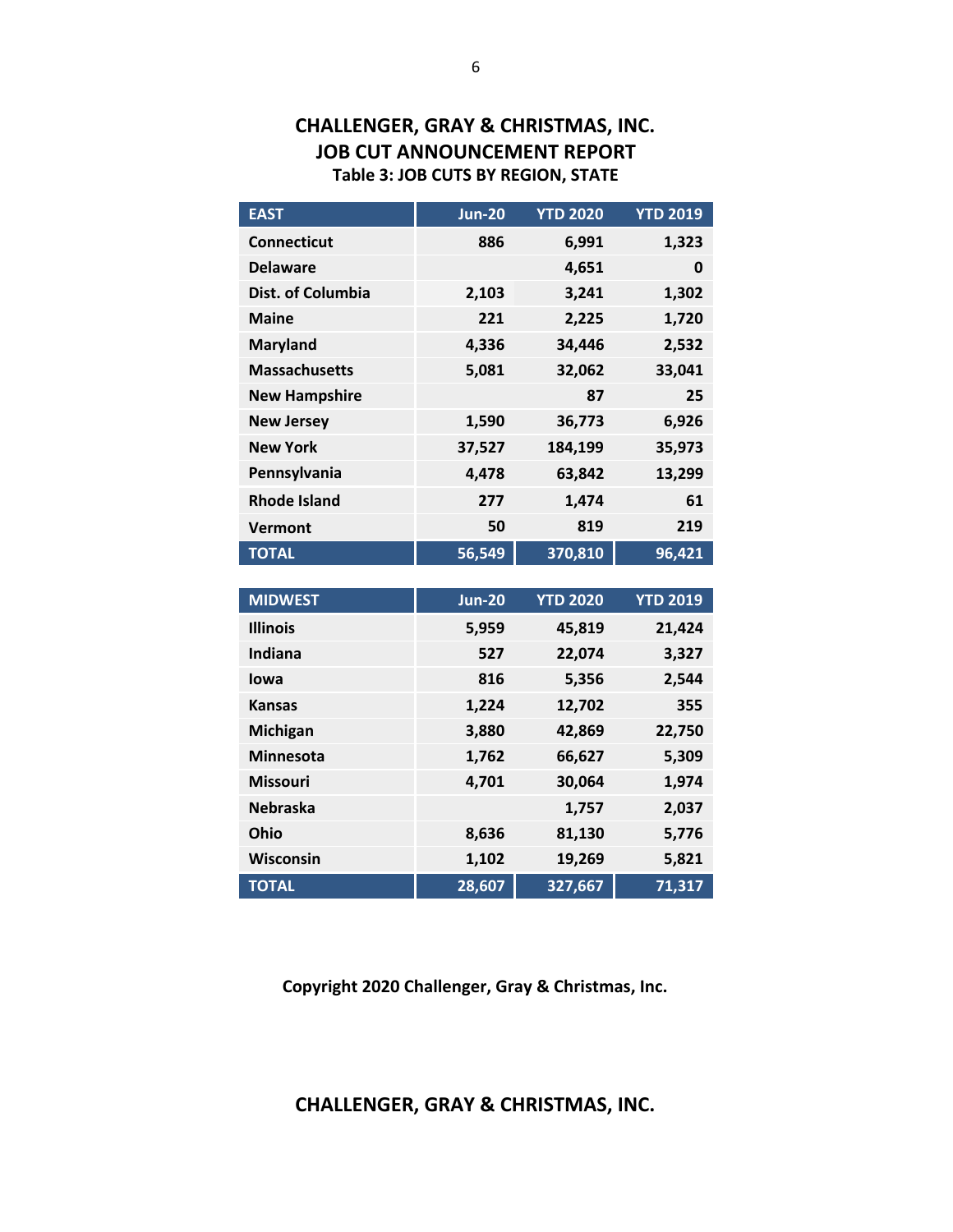# CHALLENGER, GRAY & CHRISTMAS, INC.
## JOB CUT ANNOUNCEMENT REPORT
### Table 3: JOB CUTS BY REGION, STATE

| EAST | Jun-20 | YTD 2020 | YTD 2019 |
|---|---|---|---|
| Connecticut | 886 | 6,991 | 1,323 |
| Delaware | | 4,651 | 0 |
| Dist. of Columbia | 2,103 | 3,241 | 1,302 |
| Maine | 221 | 2,225 | 1,720 |
| Maryland | 4,336 | 34,446 | 2,532 |
| Massachusetts | 5,081 | 32,062 | 33,041 |
| New Hampshire | | 87 | 25 |
| New Jersey | 1,590 | 36,773 | 6,926 |
| New York | 37,527 | 184,199 | 35,973 |
| Pennsylvania | 4,478 | 63,842 | 13,299 |
| Rhode Island | 277 | 1,474 | 61 |
| Vermont | 50 | 819 | 219 |
| **TOTAL** | **56,549** | **370,810** | **96,421** |

| MIDWEST | Jun-20 | YTD 2020 | YTD 2019 |
|---|---|---|---|
| Illinois | 5,959 | 45,819 | 21,424 |
| Indiana | 527 | 22,074 | 3,327 |
| Iowa | 816 | 5,356 | 2,544 |
| Kansas | 1,224 | 12,702 | 355 |
| Michigan | 3,880 | 42,869 | 22,750 |
| Minnesota | 1,762 | 66,627 | 5,309 |
| Missouri | 4,701 | 30,064 | 1,974 |
| Nebraska | | 1,757 | 2,037 |
| Ohio | 8,636 | 81,130 | 5,776 |
| Wisconsin | 1,102 | 19,269 | 5,821 |
| **TOTAL** | **28,607** | **327,667** | **71,317** |

**Copyright 2020 Challenger, Gray & Christmas, Inc.**

**CHALLENGER, GRAY & CHRISTMAS, INC.**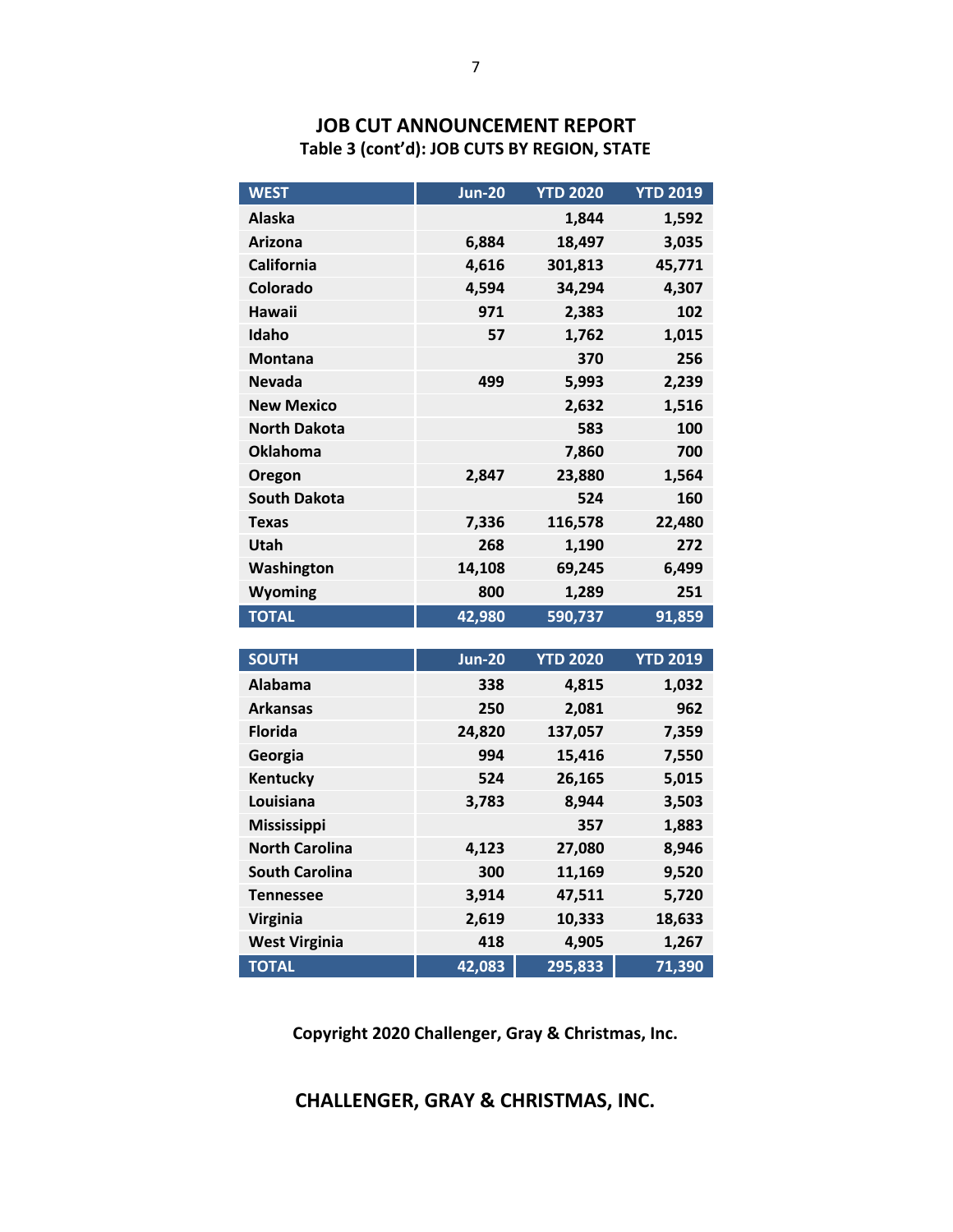# JOB CUT ANNOUNCEMENT REPORT

## Table 3 (cont'd): JOB CUTS BY REGION, STATE

| WEST | Jun-20 | YTD 2020 | YTD 2019 |
|---|---|---|---|
| Alaska | | 1,844 | 1,592 |
| Arizona | 6,884 | 18,497 | 3,035 |
| California | 4,616 | 301,813 | 45,771 |
| Colorado | 4,594 | 34,294 | 4,307 |
| Hawaii | 971 | 2,383 | 102 |
| Idaho | 57 | 1,762 | 1,015 |
| Montana | | 370 | 256 |
| Nevada | 499 | 5,993 | 2,239 |
| New Mexico | | 2,632 | 1,516 |
| North Dakota | | 583 | 100 |
| Oklahoma | | 7,860 | 700 |
| Oregon | 2,847 | 23,880 | 1,564 |
| South Dakota | | 524 | 160 |
| Texas | 7,336 | 116,578 | 22,480 |
| Utah | 268 | 1,190 | 272 |
| Washington | 14,108 | 69,245 | 6,499 |
| Wyoming | 800 | 1,289 | 251 |
| TOTAL | 42,980 | 590,737 | 91,859 |

| SOUTH | Jun-20 | YTD 2020 | YTD 2019 |
|---|---|---|---|
| Alabama | 338 | 4,815 | 1,032 |
| Arkansas | 250 | 2,081 | 962 |
| Florida | 24,820 | 137,057 | 7,359 |
| Georgia | 994 | 15,416 | 7,550 |
| Kentucky | 524 | 26,165 | 5,015 |
| Louisiana | 3,783 | 8,944 | 3,503 |
| Mississippi | | 357 | 1,883 |
| North Carolina | 4,123 | 27,080 | 8,946 |
| South Carolina | 300 | 11,169 | 9,520 |
| Tennessee | 3,914 | 47,511 | 5,720 |
| Virginia | 2,619 | 10,333 | 18,633 |
| West Virginia | 418 | 4,905 | 1,267 |
| TOTAL | 42,083 | 295,833 | 71,390 |

**Copyright 2020 Challenger, Gray & Christmas, Inc.**

**CHALLENGER, GRAY & CHRISTMAS, INC.**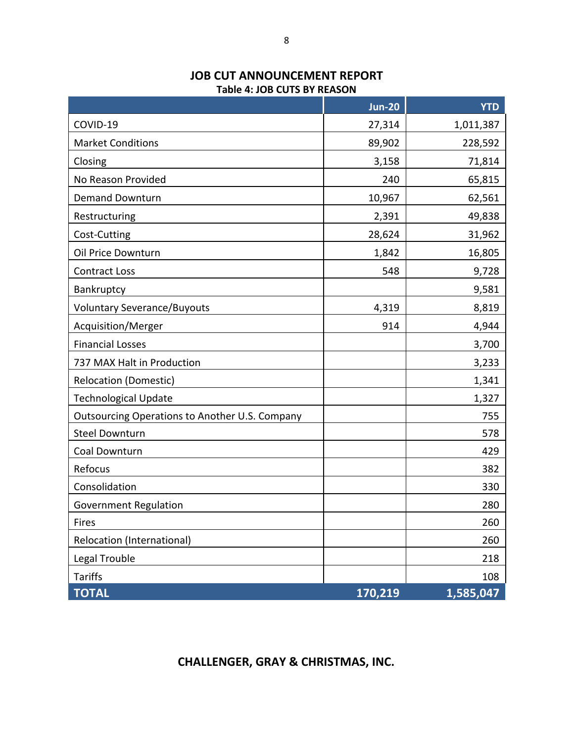## JOB CUT ANNOUNCEMENT REPORT

### Table 4: JOB CUTS BY REASON

| | Jun-20 | YTD |
|---|---|---|
| COVID-19 | 27,314 | 1,011,387 |
| Market Conditions | 89,902 | 228,592 |
| Closing | 3,158 | 71,814 |
| No Reason Provided | 240 | 65,815 |
| Demand Downturn | 10,967 | 62,561 |
| Restructuring | 2,391 | 49,838 |
| Cost-Cutting | 28,624 | 31,962 |
| Oil Price Downturn | 1,842 | 16,805 |
| Contract Loss | 548 | 9,728 |
| Bankruptcy | | 9,581 |
| Voluntary Severance/Buyouts | 4,319 | 8,819 |
| Acquisition/Merger | 914 | 4,944 |
| Financial Losses | | 3,700 |
| 737 MAX Halt in Production | | 3,233 |
| Relocation (Domestic) | | 1,341 |
| Technological Update | | 1,327 |
| Outsourcing Operations to Another U.S. Company | | 755 |
| Steel Downturn | | 578 |
| Coal Downturn | | 429 |
| Refocus | | 382 |
| Consolidation | | 330 |
| Government Regulation | | 280 |
| Fires | | 260 |
| Relocation (International) | | 260 |
| Legal Trouble | | 218 |
| Tariffs | | 108 |
| **TOTAL** | **170,219** | **1,585,047** |

**CHALLENGER, GRAY & CHRISTMAS, INC.**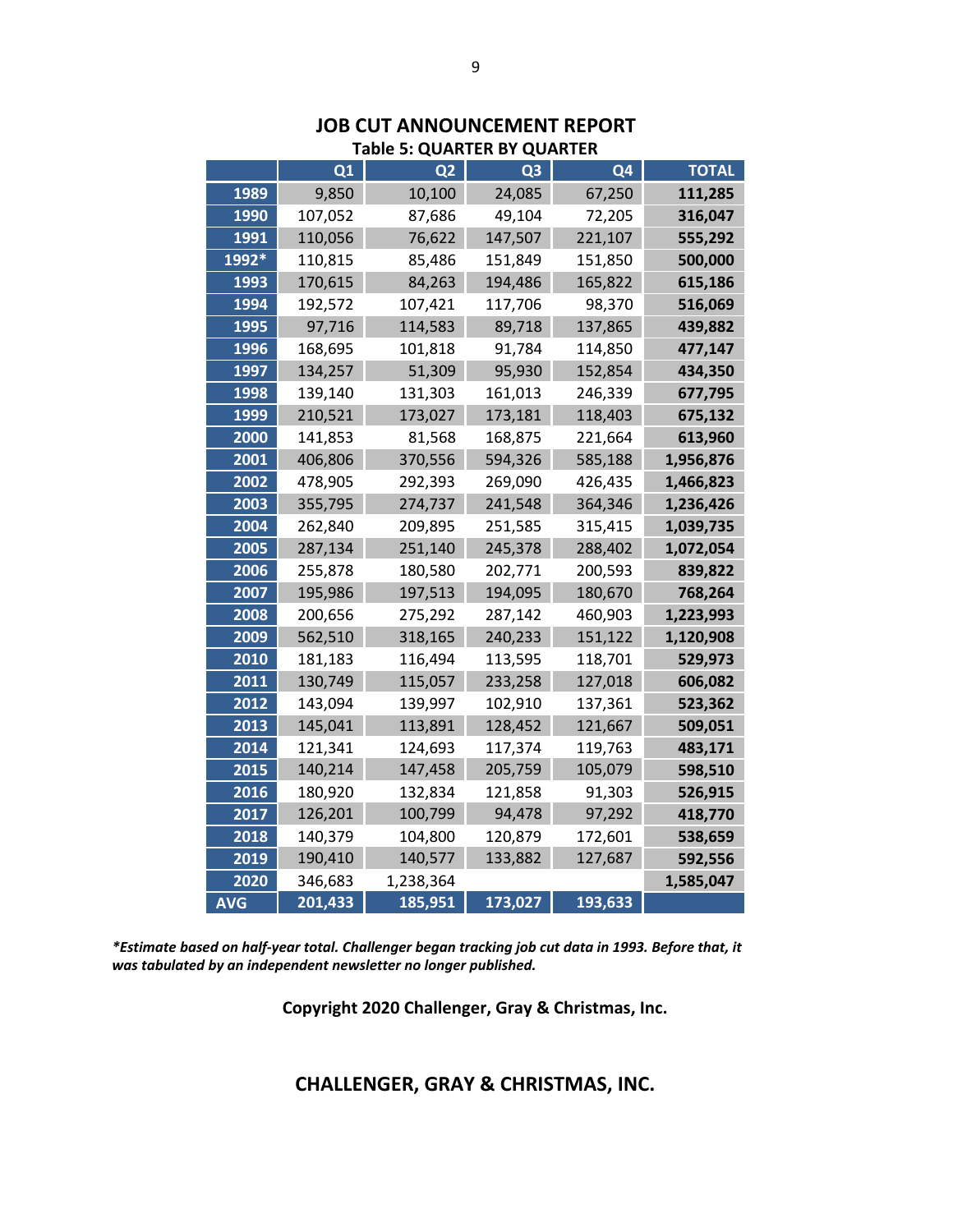## JOB CUT ANNOUNCEMENT REPORT

### Table 5: QUARTER BY QUARTER

| | Q1 | Q2 | Q3 | Q4 | TOTAL |
|---|---|---|---|---|---|
| 1989 | 9,850 | 10,100 | 24,085 | 67,250 | **111,285** |
| 1990 | 107,052 | 87,686 | 49,104 | 72,205 | **316,047** |
| 1991 | 110,056 | 76,622 | 147,507 | 221,107 | **555,292** |
| 1992* | 110,815 | 85,486 | 151,849 | 151,850 | **500,000** |
| 1993 | 170,615 | 84,263 | 194,486 | 165,822 | **615,186** |
| 1994 | 192,572 | 107,421 | 117,706 | 98,370 | **516,069** |
| 1995 | 97,716 | 114,583 | 89,718 | 137,865 | **439,882** |
| 1996 | 168,695 | 101,818 | 91,784 | 114,850 | **477,147** |
| 1997 | 134,257 | 51,309 | 95,930 | 152,854 | **434,350** |
| 1998 | 139,140 | 131,303 | 161,013 | 246,339 | **677,795** |
| 1999 | 210,521 | 173,027 | 173,181 | 118,403 | **675,132** |
| 2000 | 141,853 | 81,568 | 168,875 | 221,664 | **613,960** |
| 2001 | 406,806 | 370,556 | 594,326 | 585,188 | **1,956,876** |
| 2002 | 478,905 | 292,393 | 269,090 | 426,435 | **1,466,823** |
| 2003 | 355,795 | 274,737 | 241,548 | 364,346 | **1,236,426** |
| 2004 | 262,840 | 209,895 | 251,585 | 315,415 | **1,039,735** |
| 2005 | 287,134 | 251,140 | 245,378 | 288,402 | **1,072,054** |
| 2006 | 255,878 | 180,580 | 202,771 | 200,593 | **839,822** |
| 2007 | 195,986 | 197,513 | 194,095 | 180,670 | **768,264** |
| 2008 | 200,656 | 275,292 | 287,142 | 460,903 | **1,223,993** |
| 2009 | 562,510 | 318,165 | 240,233 | 151,122 | **1,120,908** |
| 2010 | 181,183 | 116,494 | 113,595 | 118,701 | **529,973** |
| 2011 | 130,749 | 115,057 | 233,258 | 127,018 | **606,082** |
| 2012 | 143,094 | 139,997 | 102,910 | 137,361 | **523,362** |
| 2013 | 145,041 | 113,891 | 128,452 | 121,667 | **509,051** |
| 2014 | 121,341 | 124,693 | 117,374 | 119,763 | **483,171** |
| 2015 | 140,214 | 147,458 | 205,759 | 105,079 | **598,510** |
| 2016 | 180,920 | 132,834 | 121,858 | 91,303 | **526,915** |
| 2017 | 126,201 | 100,799 | 94,478 | 97,292 | **418,770** |
| 2018 | 140,379 | 104,800 | 120,879 | 172,601 | **538,659** |
| 2019 | 190,410 | 140,577 | 133,882 | 127,687 | **592,556** |
| 2020 | 346,683 | 1,238,364 | | | **1,585,047** |
| AVG | 201,433 | 185,951 | 173,027 | 193,633 | |

***Estimate based on half-year total. Challenger began tracking job cut data in 1993. Before that, it was tabulated by an independent newsletter no longer published.***

**Copyright 2020 Challenger, Gray & Christmas, Inc.**

**CHALLENGER, GRAY & CHRISTMAS, INC.**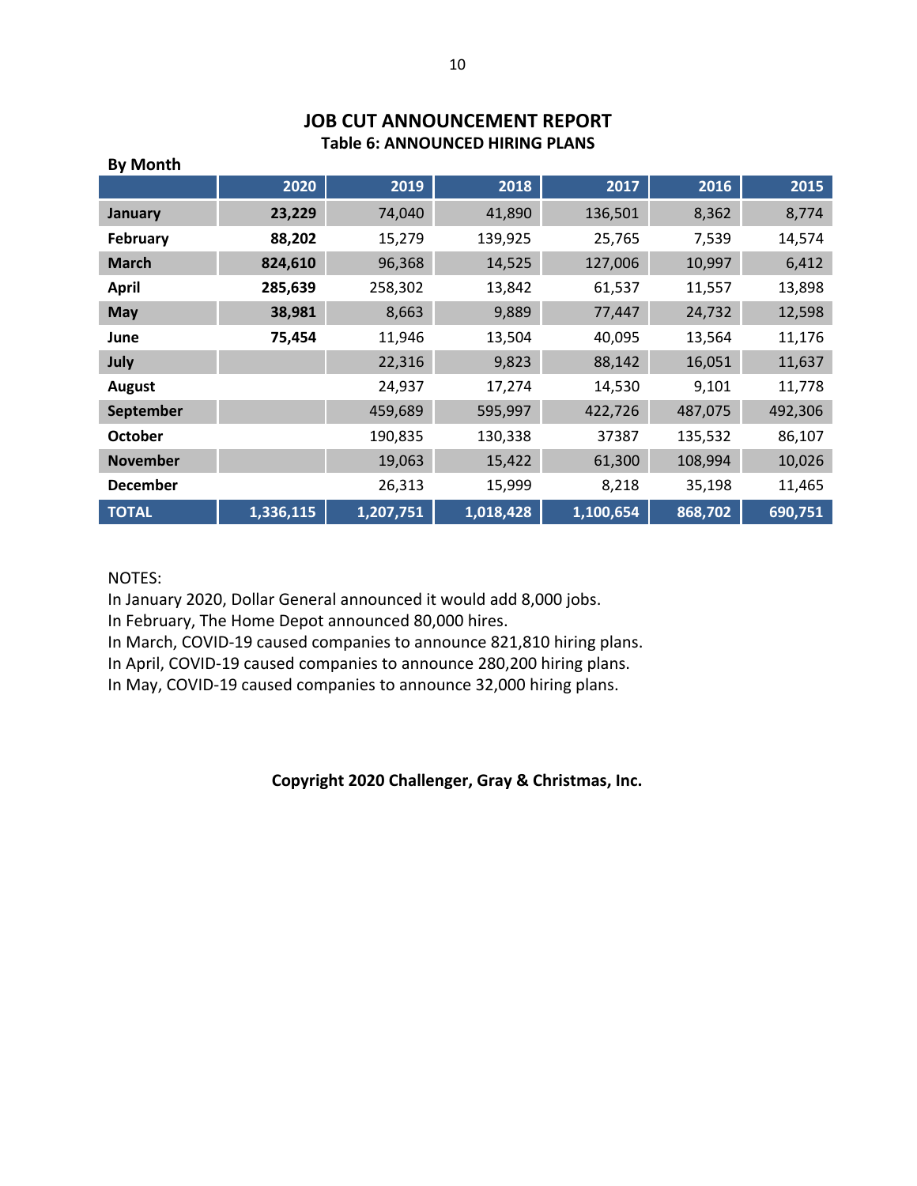# JOB CUT ANNOUNCEMENT REPORT

## Table 6: ANNOUNCED HIRING PLANS

**By Month**

| | 2020 | 2019 | 2018 | 2017 | 2016 | 2015 |
|---|---|---|---|---|---|---|
| **January** | **23,229** | 74,040 | 41,890 | 136,501 | 8,362 | 8,774 |
| **February** | **88,202** | 15,279 | 139,925 | 25,765 | 7,539 | 14,574 |
| **March** | **824,610** | 96,368 | 14,525 | 127,006 | 10,997 | 6,412 |
| **April** | **285,639** | 258,302 | 13,842 | 61,537 | 11,557 | 13,898 |
| **May** | **38,981** | 8,663 | 9,889 | 77,447 | 24,732 | 12,598 |
| **June** | **75,454** | 11,946 | 13,504 | 40,095 | 13,564 | 11,176 |
| **July** | | 22,316 | 9,823 | 88,142 | 16,051 | 11,637 |
| **August** | | 24,937 | 17,274 | 14,530 | 9,101 | 11,778 |
| **September** | | 459,689 | 595,997 | 422,726 | 487,075 | 492,306 |
| **October** | | 190,835 | 130,338 | 37387 | 135,532 | 86,107 |
| **November** | | 19,063 | 15,422 | 61,300 | 108,994 | 10,026 |
| **December** | | 26,313 | 15,999 | 8,218 | 35,198 | 11,465 |
| **TOTAL** | **1,336,115** | **1,207,751** | **1,018,428** | **1,100,654** | **868,702** | **690,751** |

NOTES:

In January 2020, Dollar General announced it would add 8,000 jobs.

In February, The Home Depot announced 80,000 hires.

In March, COVID-19 caused companies to announce 821,810 hiring plans.

In April, COVID-19 caused companies to announce 280,200 hiring plans.

In May, COVID-19 caused companies to announce 32,000 hiring plans.

**Copyright 2020 Challenger, Gray & Christmas, Inc.**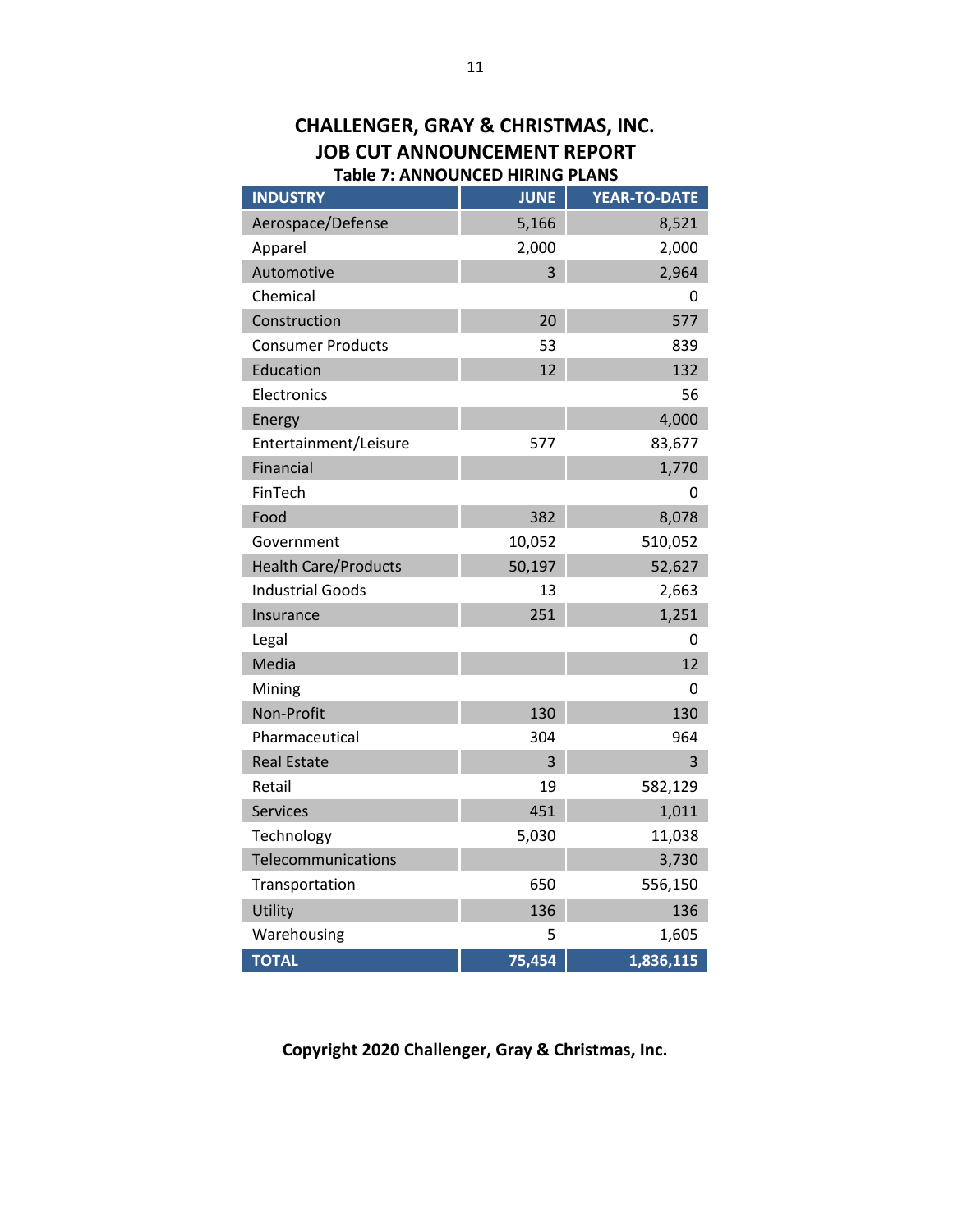# CHALLENGER, GRAY & CHRISTMAS, INC.
# JOB CUT ANNOUNCEMENT REPORT
### Table 7: ANNOUNCED HIRING PLANS

| INDUSTRY | JUNE | YEAR-TO-DATE |
|---|---|---|
| Aerospace/Defense | 5,166 | 8,521 |
| Apparel | 2,000 | 2,000 |
| Automotive | 3 | 2,964 |
| Chemical | | 0 |
| Construction | 20 | 577 |
| Consumer Products | 53 | 839 |
| Education | 12 | 132 |
| Electronics | | 56 |
| Energy | | 4,000 |
| Entertainment/Leisure | 577 | 83,677 |
| Financial | | 1,770 |
| FinTech | | 0 |
| Food | 382 | 8,078 |
| Government | 10,052 | 510,052 |
| Health Care/Products | 50,197 | 52,627 |
| Industrial Goods | 13 | 2,663 |
| Insurance | 251 | 1,251 |
| Legal | | 0 |
| Media | | 12 |
| Mining | | 0 |
| Non-Profit | 130 | 130 |
| Pharmaceutical | 304 | 964 |
| Real Estate | 3 | 3 |
| Retail | 19 | 582,129 |
| Services | 451 | 1,011 |
| Technology | 5,030 | 11,038 |
| Telecommunications | | 3,730 |
| Transportation | 650 | 556,150 |
| Utility | 136 | 136 |
| Warehousing | 5 | 1,605 |
| **TOTAL** | **75,454** | **1,836,115** |

**Copyright 2020 Challenger, Gray & Christmas, Inc.**